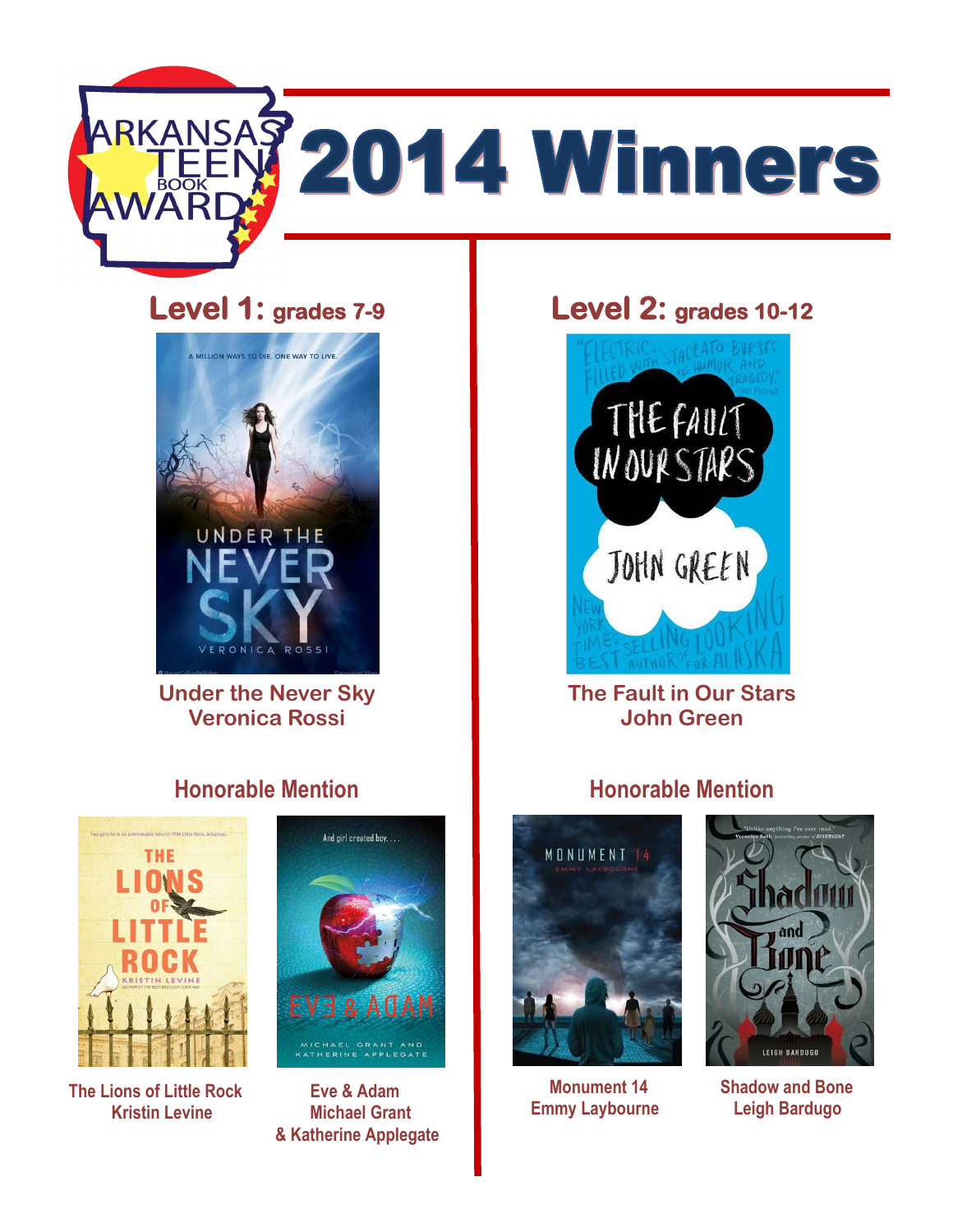# Arkansas Teen Book Award 2014 Winners

## Level 1: grades 7-9

**Under the Never Sky**
**Veronica Rossi**

### Honorable Mention

**The Lions of Little Rock**
**Kristin Levine**

**Eve & Adam**
**Michael Grant**
**& Katherine Applegate**

## Level 2: grades 10-12

**The Fault in Our Stars**
**John Green**

### Honorable Mention

**Monument 14**
**Emmy Laybourne**

**Shadow and Bone**
**Leigh Bardugo**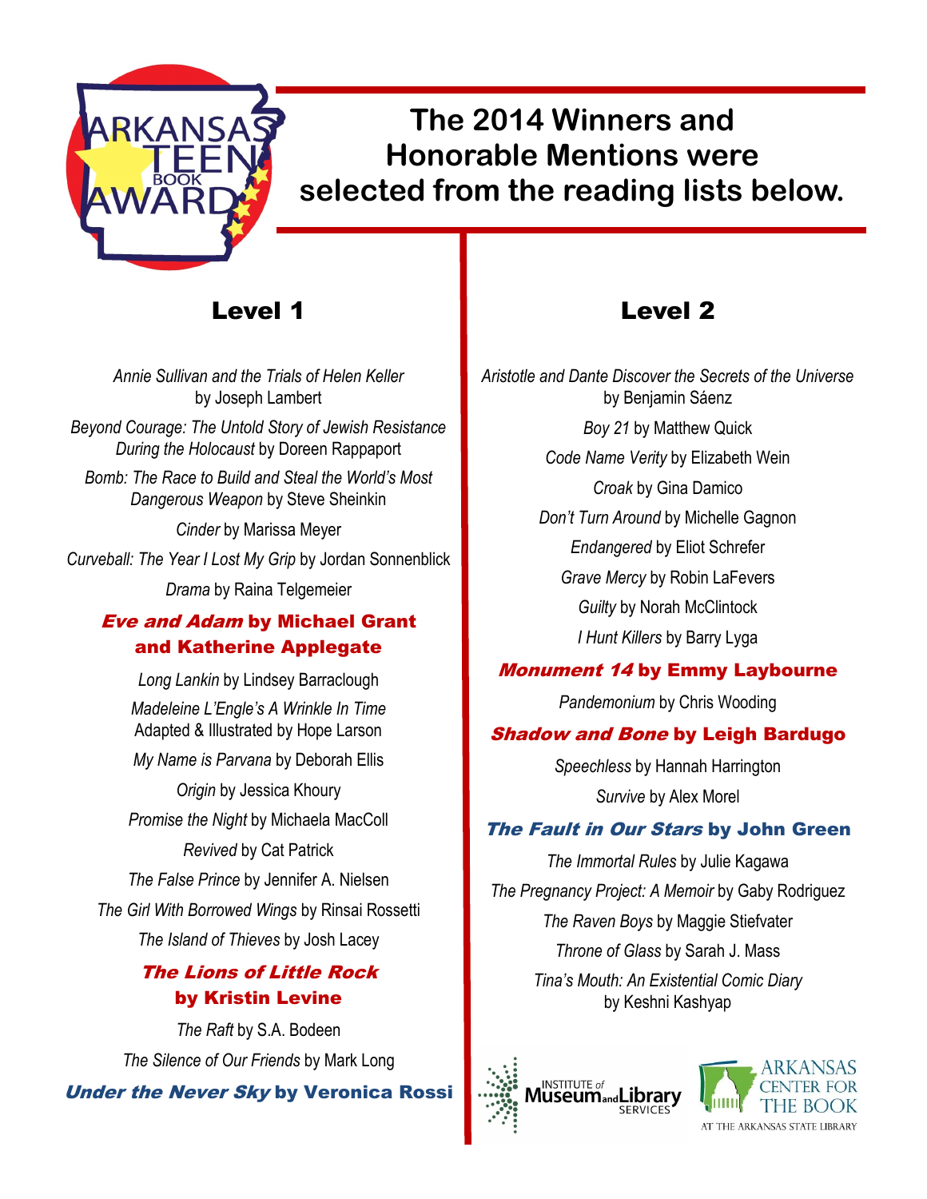# The 2014 Winners and Honorable Mentions were selected from the reading lists below.

## Level 1

*Annie Sullivan and the Trials of Helen Keller* by Joseph Lambert

*Beyond Courage: The Untold Story of Jewish Resistance During the Holocaust* by Doreen Rappaport

*Bomb: The Race to Build and Steal the World's Most Dangerous Weapon* by Steve Sheinkin

*Cinder* by Marissa Meyer

*Curveball: The Year I Lost My Grip* by Jordan Sonnenblick

*Drama* by Raina Telgemeier

***Eve and Adam* by Michael Grant and Katherine Applegate**

*Long Lankin* by Lindsey Barraclough

*Madeleine L'Engle's A Wrinkle In Time* Adapted & Illustrated by Hope Larson

*My Name is Parvana* by Deborah Ellis

*Origin* by Jessica Khoury

*Promise the Night* by Michaela MacColl

*Revived* by Cat Patrick

*The False Prince* by Jennifer A. Nielsen

*The Girl With Borrowed Wings* by Rinsai Rossetti

*The Island of Thieves* by Josh Lacey

***The Lions of Little Rock* by Kristin Levine**

*The Raft* by S.A. Bodeen

*The Silence of Our Friends* by Mark Long

***Under the Never Sky* by Veronica Rossi**

## Level 2

*Aristotle and Dante Discover the Secrets of the Universe* by Benjamin Sáenz

*Boy 21* by Matthew Quick

*Code Name Verity* by Elizabeth Wein

*Croak* by Gina Damico

*Don't Turn Around* by Michelle Gagnon

*Endangered* by Eliot Schrefer

*Grave Mercy* by Robin LaFevers

*Guilty* by Norah McClintock

*I Hunt Killers* by Barry Lyga

***Monument 14* by Emmy Laybourne**

*Pandemonium* by Chris Wooding

***Shadow and Bone* by Leigh Bardugo**

*Speechless* by Hannah Harrington

*Survive* by Alex Morel

***The Fault in Our Stars* by John Green**

*The Immortal Rules* by Julie Kagawa

*The Pregnancy Project: A Memoir* by Gaby Rodriguez

*The Raven Boys* by Maggie Stiefvater

*Throne of Glass* by Sarah J. Mass

*Tina's Mouth: An Existential Comic Diary* by Keshni Kashyap

Institute of Museum and Library Services

Arkansas Center for the Book at the Arkansas State Library